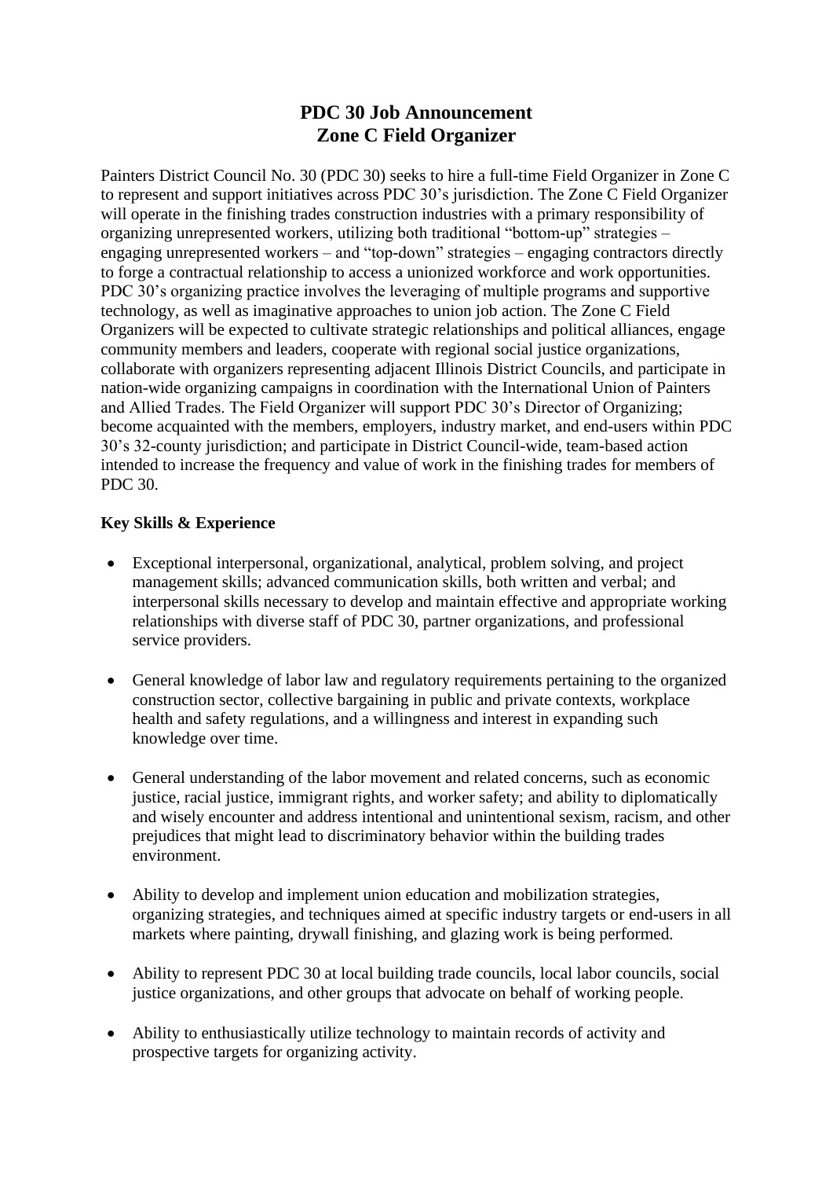# PDC 30 Job Announcement
# Zone C Field Organizer

Painters District Council No. 30 (PDC 30) seeks to hire a full-time Field Organizer in Zone C to represent and support initiatives across PDC 30's jurisdiction. The Zone C Field Organizer will operate in the finishing trades construction industries with a primary responsibility of organizing unrepresented workers, utilizing both traditional "bottom-up" strategies – engaging unrepresented workers – and "top-down" strategies – engaging contractors directly to forge a contractual relationship to access a unionized workforce and work opportunities. PDC 30's organizing practice involves the leveraging of multiple programs and supportive technology, as well as imaginative approaches to union job action. The Zone C Field Organizers will be expected to cultivate strategic relationships and political alliances, engage community members and leaders, cooperate with regional social justice organizations, collaborate with organizers representing adjacent Illinois District Councils, and participate in nation-wide organizing campaigns in coordination with the International Union of Painters and Allied Trades. The Field Organizer will support PDC 30's Director of Organizing; become acquainted with the members, employers, industry market, and end-users within PDC 30's 32-county jurisdiction; and participate in District Council-wide, team-based action intended to increase the frequency and value of work in the finishing trades for members of PDC 30.

**Key Skills & Experience**

- Exceptional interpersonal, organizational, analytical, problem solving, and project management skills; advanced communication skills, both written and verbal; and interpersonal skills necessary to develop and maintain effective and appropriate working relationships with diverse staff of PDC 30, partner organizations, and professional service providers.

- General knowledge of labor law and regulatory requirements pertaining to the organized construction sector, collective bargaining in public and private contexts, workplace health and safety regulations, and a willingness and interest in expanding such knowledge over time.

- General understanding of the labor movement and related concerns, such as economic justice, racial justice, immigrant rights, and worker safety; and ability to diplomatically and wisely encounter and address intentional and unintentional sexism, racism, and other prejudices that might lead to discriminatory behavior within the building trades environment.

- Ability to develop and implement union education and mobilization strategies, organizing strategies, and techniques aimed at specific industry targets or end-users in all markets where painting, drywall finishing, and glazing work is being performed.

- Ability to represent PDC 30 at local building trade councils, local labor councils, social justice organizations, and other groups that advocate on behalf of working people.

- Ability to enthusiastically utilize technology to maintain records of activity and prospective targets for organizing activity.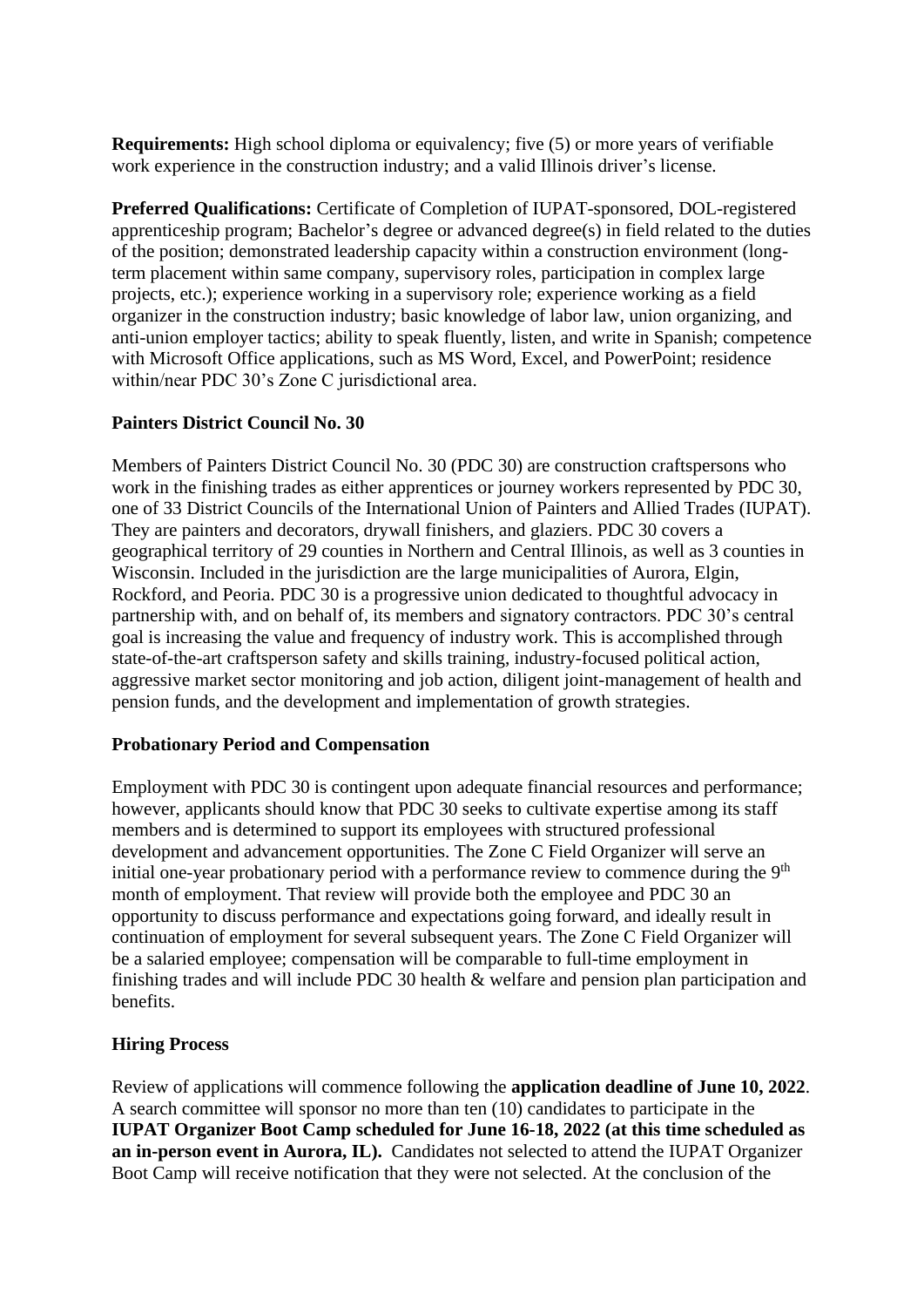**Requirements:** High school diploma or equivalency; five (5) or more years of verifiable work experience in the construction industry; and a valid Illinois driver's license.

**Preferred Qualifications:** Certificate of Completion of IUPAT-sponsored, DOL-registered apprenticeship program; Bachelor's degree or advanced degree(s) in field related to the duties of the position; demonstrated leadership capacity within a construction environment (long-term placement within same company, supervisory roles, participation in complex large projects, etc.); experience working in a supervisory role; experience working as a field organizer in the construction industry; basic knowledge of labor law, union organizing, and anti-union employer tactics; ability to speak fluently, listen, and write in Spanish; competence with Microsoft Office applications, such as MS Word, Excel, and PowerPoint; residence within/near PDC 30's Zone C jurisdictional area.

**Painters District Council No. 30**

Members of Painters District Council No. 30 (PDC 30) are construction craftspersons who work in the finishing trades as either apprentices or journey workers represented by PDC 30, one of 33 District Councils of the International Union of Painters and Allied Trades (IUPAT). They are painters and decorators, drywall finishers, and glaziers. PDC 30 covers a geographical territory of 29 counties in Northern and Central Illinois, as well as 3 counties in Wisconsin. Included in the jurisdiction are the large municipalities of Aurora, Elgin, Rockford, and Peoria. PDC 30 is a progressive union dedicated to thoughtful advocacy in partnership with, and on behalf of, its members and signatory contractors. PDC 30's central goal is increasing the value and frequency of industry work. This is accomplished through state-of-the-art craftsperson safety and skills training, industry-focused political action, aggressive market sector monitoring and job action, diligent joint-management of health and pension funds, and the development and implementation of growth strategies.

**Probationary Period and Compensation**

Employment with PDC 30 is contingent upon adequate financial resources and performance; however, applicants should know that PDC 30 seeks to cultivate expertise among its staff members and is determined to support its employees with structured professional development and advancement opportunities. The Zone C Field Organizer will serve an initial one-year probationary period with a performance review to commence during the 9th month of employment. That review will provide both the employee and PDC 30 an opportunity to discuss performance and expectations going forward, and ideally result in continuation of employment for several subsequent years. The Zone C Field Organizer will be a salaried employee; compensation will be comparable to full-time employment in finishing trades and will include PDC 30 health & welfare and pension plan participation and benefits.

**Hiring Process**

Review of applications will commence following the **application deadline of June 10, 2022**. A search committee will sponsor no more than ten (10) candidates to participate in the **IUPAT Organizer Boot Camp scheduled for June 16-18, 2022 (at this time scheduled as an in-person event in Aurora, IL).** Candidates not selected to attend the IUPAT Organizer Boot Camp will receive notification that they were not selected. At the conclusion of the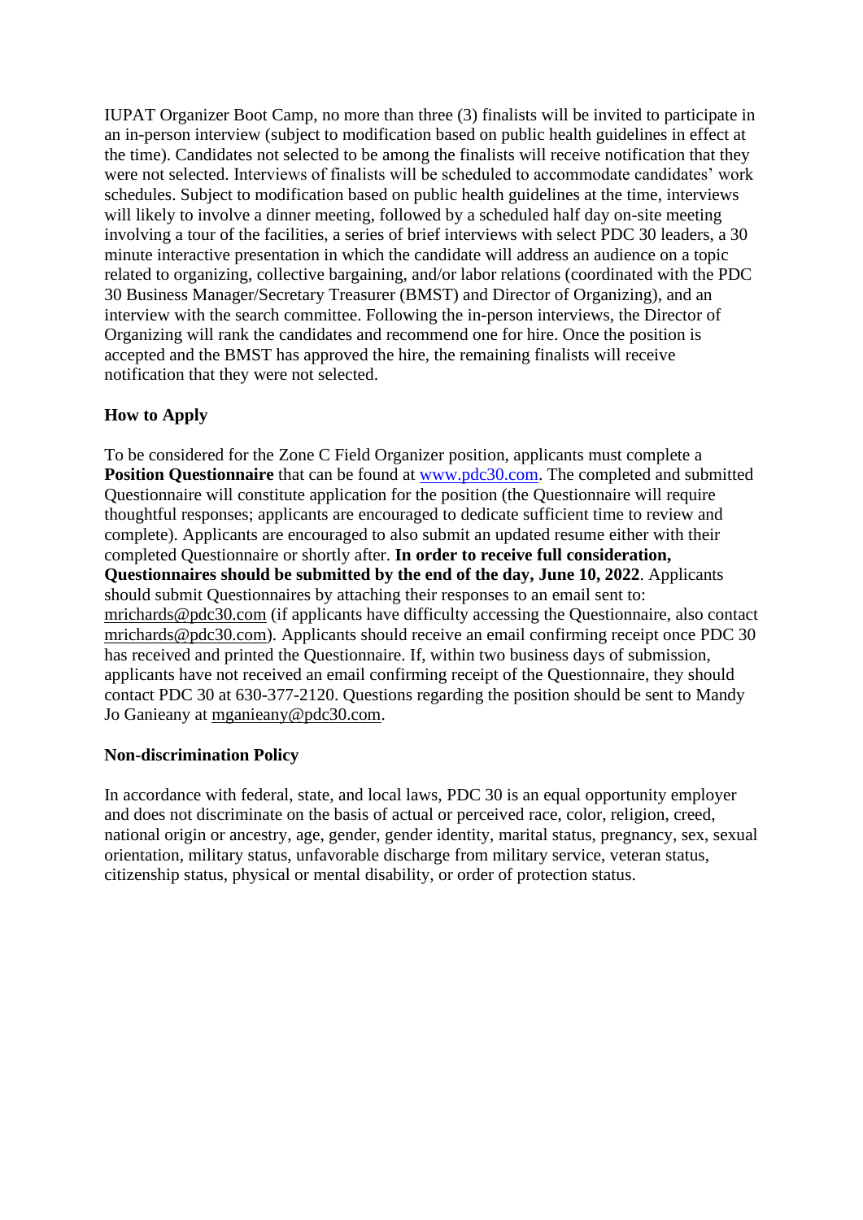IUPAT Organizer Boot Camp, no more than three (3) finalists will be invited to participate in an in-person interview (subject to modification based on public health guidelines in effect at the time). Candidates not selected to be among the finalists will receive notification that they were not selected. Interviews of finalists will be scheduled to accommodate candidates' work schedules. Subject to modification based on public health guidelines at the time, interviews will likely to involve a dinner meeting, followed by a scheduled half day on-site meeting involving a tour of the facilities, a series of brief interviews with select PDC 30 leaders, a 30 minute interactive presentation in which the candidate will address an audience on a topic related to organizing, collective bargaining, and/or labor relations (coordinated with the PDC 30 Business Manager/Secretary Treasurer (BMST) and Director of Organizing), and an interview with the search committee. Following the in-person interviews, the Director of Organizing will rank the candidates and recommend one for hire. Once the position is accepted and the BMST has approved the hire, the remaining finalists will receive notification that they were not selected.

**How to Apply**

To be considered for the Zone C Field Organizer position, applicants must complete a **Position Questionnaire** that can be found at [www.pdc30.com](http://www.pdc30.com). The completed and submitted Questionnaire will constitute application for the position (the Questionnaire will require thoughtful responses; applicants are encouraged to dedicate sufficient time to review and complete). Applicants are encouraged to also submit an updated resume either with their completed Questionnaire or shortly after. **In order to receive full consideration, Questionnaires should be submitted by the end of the day, June 10, 2022**. Applicants should submit Questionnaires by attaching their responses to an email sent to: mrichards@pdc30.com (if applicants have difficulty accessing the Questionnaire, also contact mrichards@pdc30.com). Applicants should receive an email confirming receipt once PDC 30 has received and printed the Questionnaire. If, within two business days of submission, applicants have not received an email confirming receipt of the Questionnaire, they should contact PDC 30 at 630-377-2120. Questions regarding the position should be sent to Mandy Jo Ganieany at mganieany@pdc30.com.

**Non-discrimination Policy**

In accordance with federal, state, and local laws, PDC 30 is an equal opportunity employer and does not discriminate on the basis of actual or perceived race, color, religion, creed, national origin or ancestry, age, gender, gender identity, marital status, pregnancy, sex, sexual orientation, military status, unfavorable discharge from military service, veteran status, citizenship status, physical or mental disability, or order of protection status.